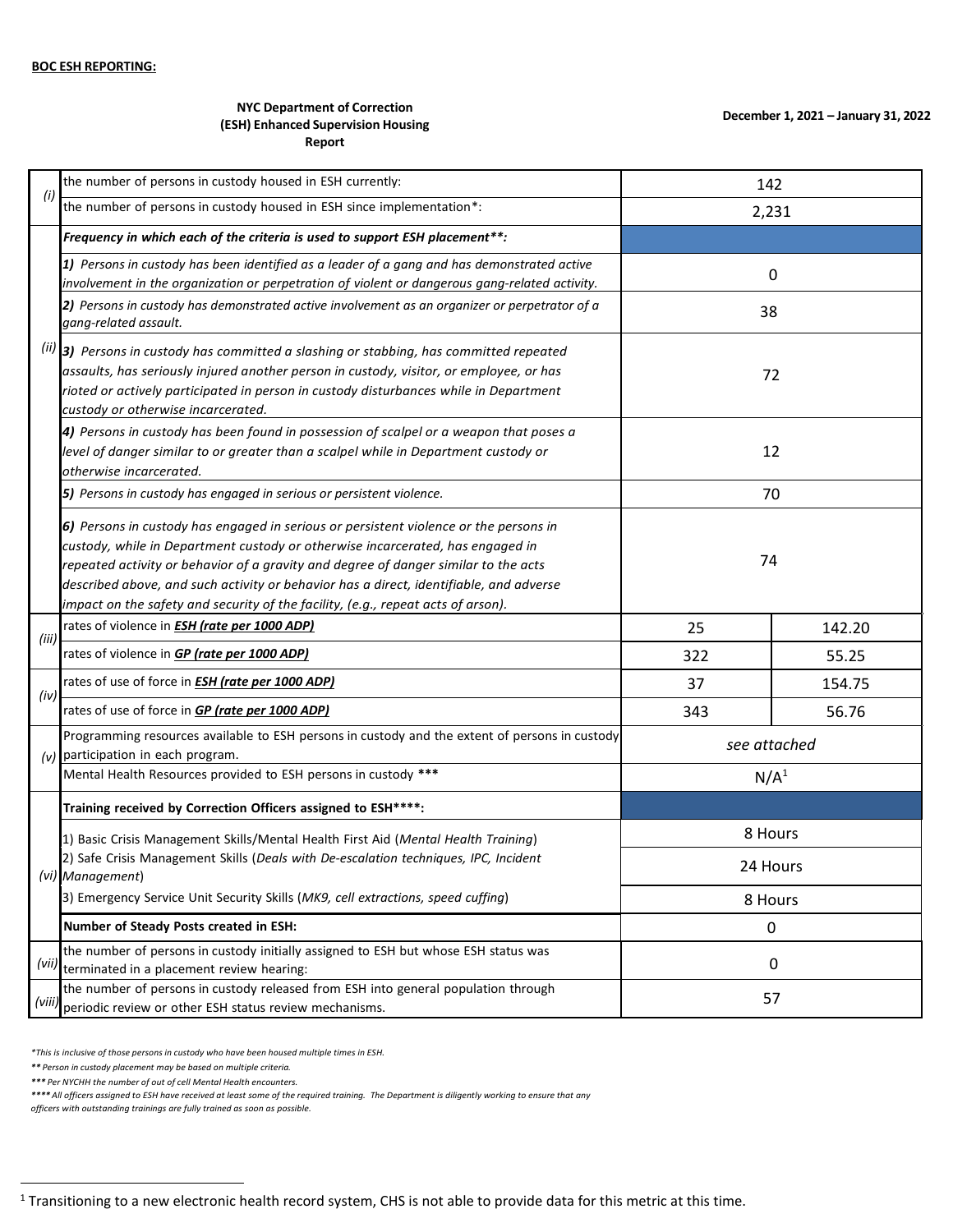**BOC ESH REPORTING:**

**NYC Department of Correction**
**(ESH) Enhanced Supervision Housing**
**Report**

**December 1, 2021 – January 31, 2022**

| | | | |
|---|---|---|---|
| (i) | the number of persons in custody housed in ESH currently: | 142 | |
| | the number of persons in custody housed in ESH since implementation*: | 2,231 | |
| (ii) | ***Frequency in which each of the criteria is used to support ESH placement**:*** | | |
| | ***1)*** *Persons in custody has been identified as a leader of a gang and has demonstrated active involvement in the organization or perpetration of violent or dangerous gang-related activity.* | 0 | |
| | ***2)*** *Persons in custody has demonstrated active involvement as an organizer or perpetrator of a gang-related assault.* | 38 | |
| | ***3)*** *Persons in custody has committed a slashing or stabbing, has committed repeated assaults, has seriously injured another person in custody, visitor, or employee, or has rioted or actively participated in person in custody disturbances while in Department custody or otherwise incarcerated.* | 72 | |
| | ***4)*** *Persons in custody has been found in possession of scalpel or a weapon that poses a level of danger similar to or greater than a scalpel while in Department custody or otherwise incarcerated.* | 12 | |
| | ***5)*** *Persons in custody has engaged in serious or persistent violence.* | 70 | |
| | ***6)*** *Persons in custody has engaged in serious or persistent violence or the persons in custody, while in Department custody or otherwise incarcerated, has engaged in repeated activity or behavior of a gravity and degree of danger similar to the acts described above, and such activity or behavior has a direct, identifiable, and adverse impact on the safety and security of the facility, (e.g., repeat acts of arson).* | 74 | |
| (iii) | rates of violence in ***ESH (rate per 1000 ADP)*** | 25 | 142.20 |
| | rates of violence in ***GP (rate per 1000 ADP)*** | 322 | 55.25 |
| (iv) | rates of use of force in ***ESH (rate per 1000 ADP)*** | 37 | 154.75 |
| | rates of use of force in ***GP (rate per 1000 ADP)*** | 343 | 56.76 |
| (v) | Programming resources available to ESH persons in custody and the extent of persons in custody participation in each program. | *see attached* | |
| | Mental Health Resources provided to ESH persons in custody *** | N/A[1] | |
| (vi) | **Training received by Correction Officers assigned to ESH****:** | | |
| | 1) Basic Crisis Management Skills/Mental Health First Aid (*Mental Health Training*) | 8 Hours | |
| | 2) Safe Crisis Management Skills (*Deals with De-escalation techniques, IPC, Incident Management*) | 24 Hours | |
| | 3) Emergency Service Unit Security Skills (*MK9, cell extractions, speed cuffing*) | 8 Hours | |
| | **Number of Steady Posts created in ESH:** | 0 | |
| (vii) | the number of persons in custody initially assigned to ESH but whose ESH status was terminated in a placement review hearing: | 0 | |
| (viii) | the number of persons in custody released from ESH into general population through periodic review or other ESH status review mechanisms. | 57 | |

*\*This is inclusive of those persons in custody who have been housed multiple times in ESH.*

*\*\* Person in custody placement may be based on multiple criteria.*

*\*\*\* Per NYCHH the number of out of cell Mental Health encounters.*

*\*\*\*\* All officers assigned to ESH have received at least some of the required training. The Department is diligently working to ensure that any officers with outstanding trainings are fully trained as soon as possible.*

[1] Transitioning to a new electronic health record system, CHS is not able to provide data for this metric at this time.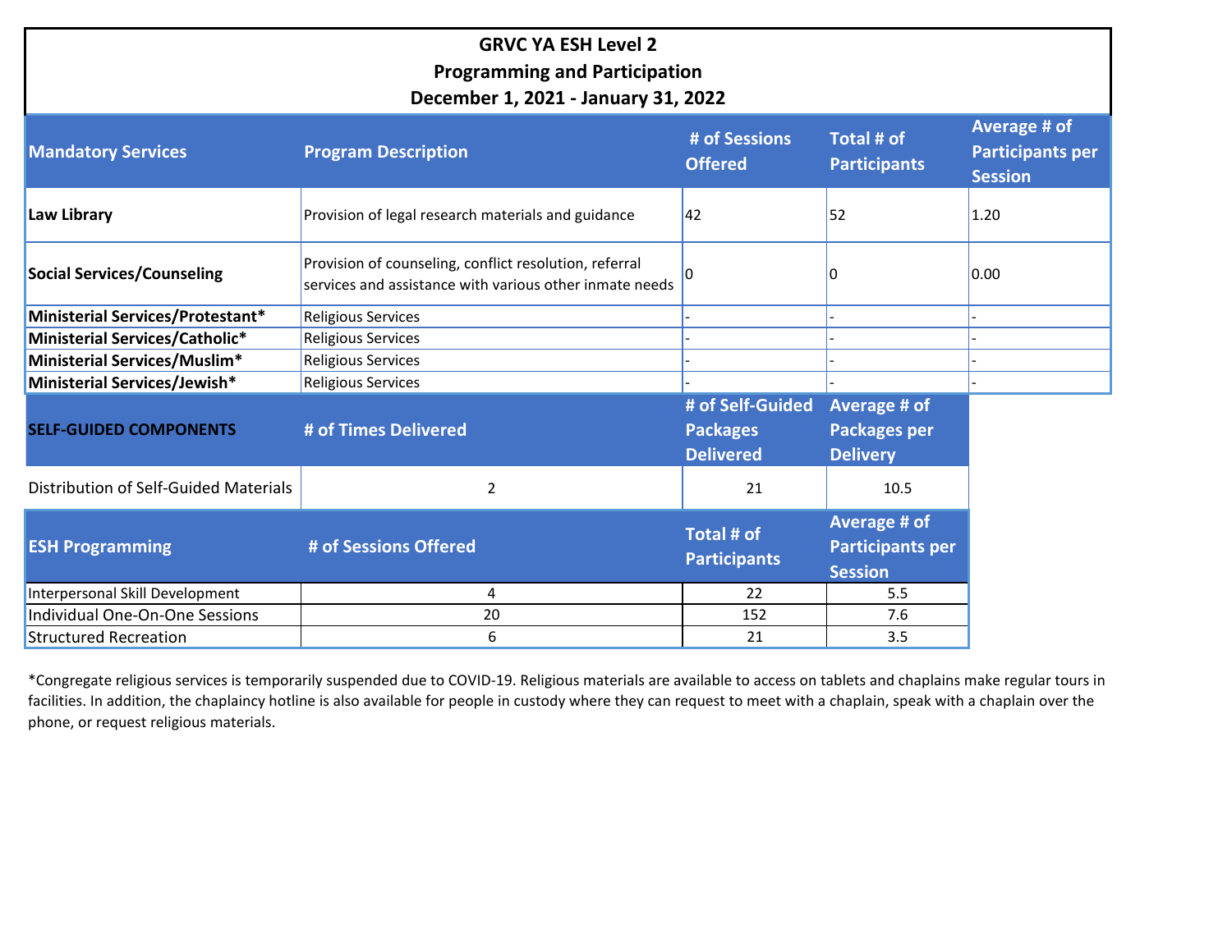# GRVC YA ESH Level 2
## Programming and Participation
### December 1, 2021 - January 31, 2022

| Mandatory Services | Program Description | # of Sessions Offered | Total # of Participants | Average # of Participants per Session |
|---|---|---|---|---|
| **Law Library** | Provision of legal research materials and guidance | 42 | 52 | 1.20 |
| **Social Services/Counseling** | Provision of counseling, conflict resolution, referral services and assistance with various other inmate needs | 0 | 0 | 0.00 |
| **Ministerial Services/Protestant*** | Religious Services | - | - | - |
| **Ministerial Services/Catholic*** | Religious Services | - | - | - |
| **Ministerial Services/Muslim*** | Religious Services | - | - | - |
| **Ministerial Services/Jewish*** | Religious Services | - | - | - |

| SELF-GUIDED COMPONENTS | # of Times Delivered | # of Self-Guided Packages Delivered | Average # of Packages per Delivery |
|---|---|---|---|
| Distribution of Self-Guided Materials | 2 | 21 | 10.5 |

| ESH Programming | # of Sessions Offered | Total # of Participants | Average # of Participants per Session |
|---|---|---|---|
| Interpersonal Skill Development | 4 | 22 | 5.5 |
| Individual One-On-One Sessions | 20 | 152 | 7.6 |
| Structured Recreation | 6 | 21 | 3.5 |

*Congregate religious services is temporarily suspended due to COVID-19. Religious materials are available to access on tablets and chaplains make regular tours in facilities. In addition, the chaplaincy hotline is also available for people in custody where they can request to meet with a chaplain, speak with a chaplain over the phone, or request religious materials.